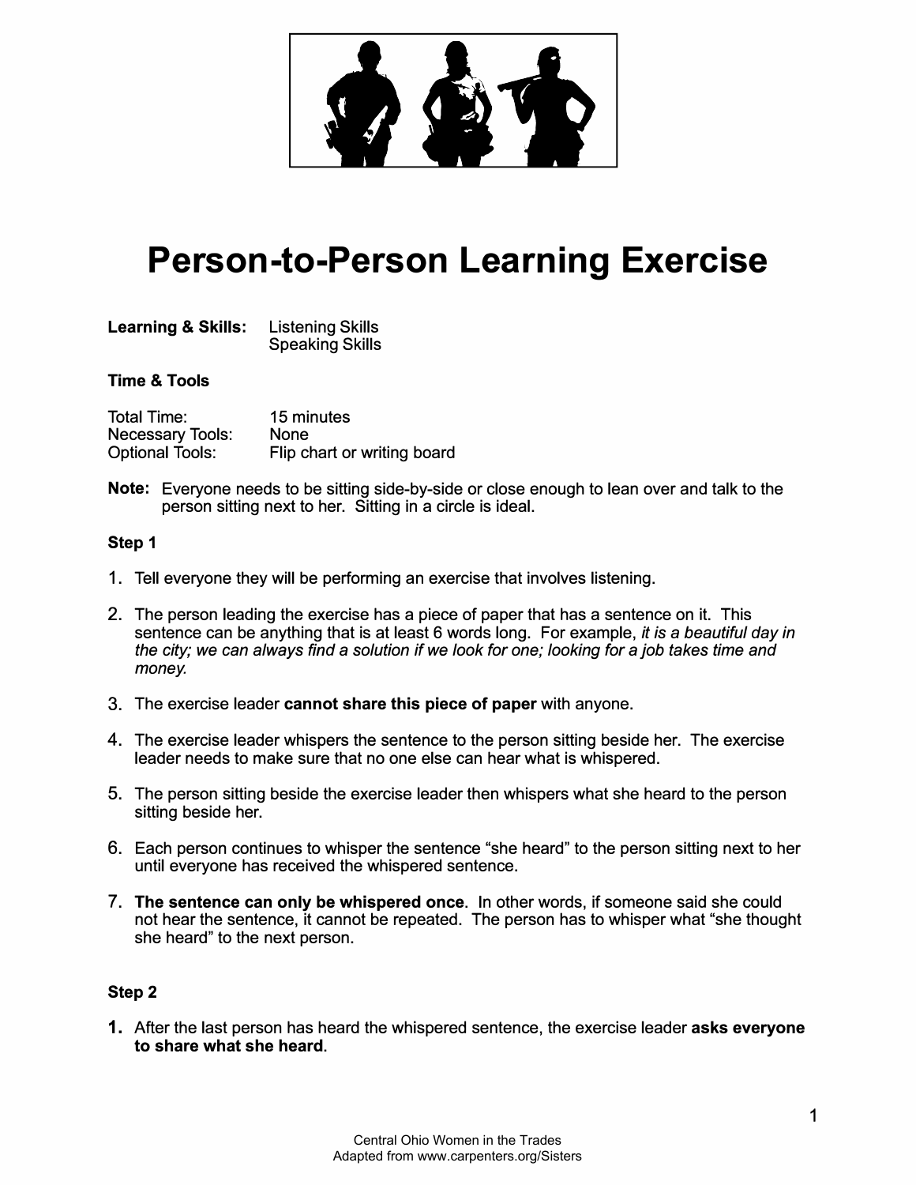# Person-to-Person Learning Exercise

**Learning & Skills:** Listening Skills
Speaking Skills

**Time & Tools**

Total Time: 15 minutes
Necessary Tools: None
Optional Tools: Flip chart or writing board

**Note:** Everyone needs to be sitting side-by-side or close enough to lean over and talk to the person sitting next to her. Sitting in a circle is ideal.

**Step 1**

1. Tell everyone they will be performing an exercise that involves listening.
2. The person leading the exercise has a piece of paper that has a sentence on it. This sentence can be anything that is at least 6 words long. For example, *it is a beautiful day in the city; we can always find a solution if we look for one; looking for a job takes time and money.*
3. The exercise leader **cannot share this piece of paper** with anyone.
4. The exercise leader whispers the sentence to the person sitting beside her. The exercise leader needs to make sure that no one else can hear what is whispered.
5. The person sitting beside the exercise leader then whispers what she heard to the person sitting beside her.
6. Each person continues to whisper the sentence "she heard" to the person sitting next to her until everyone has received the whispered sentence.
7. **The sentence can only be whispered once**. In other words, if someone said she could not hear the sentence, it cannot be repeated. The person has to whisper what "she thought she heard" to the next person.

**Step 2**

1. After the last person has heard the whispered sentence, the exercise leader **asks everyone to share what she heard**.

Central Ohio Women in the Trades
Adapted from www.carpenters.org/Sisters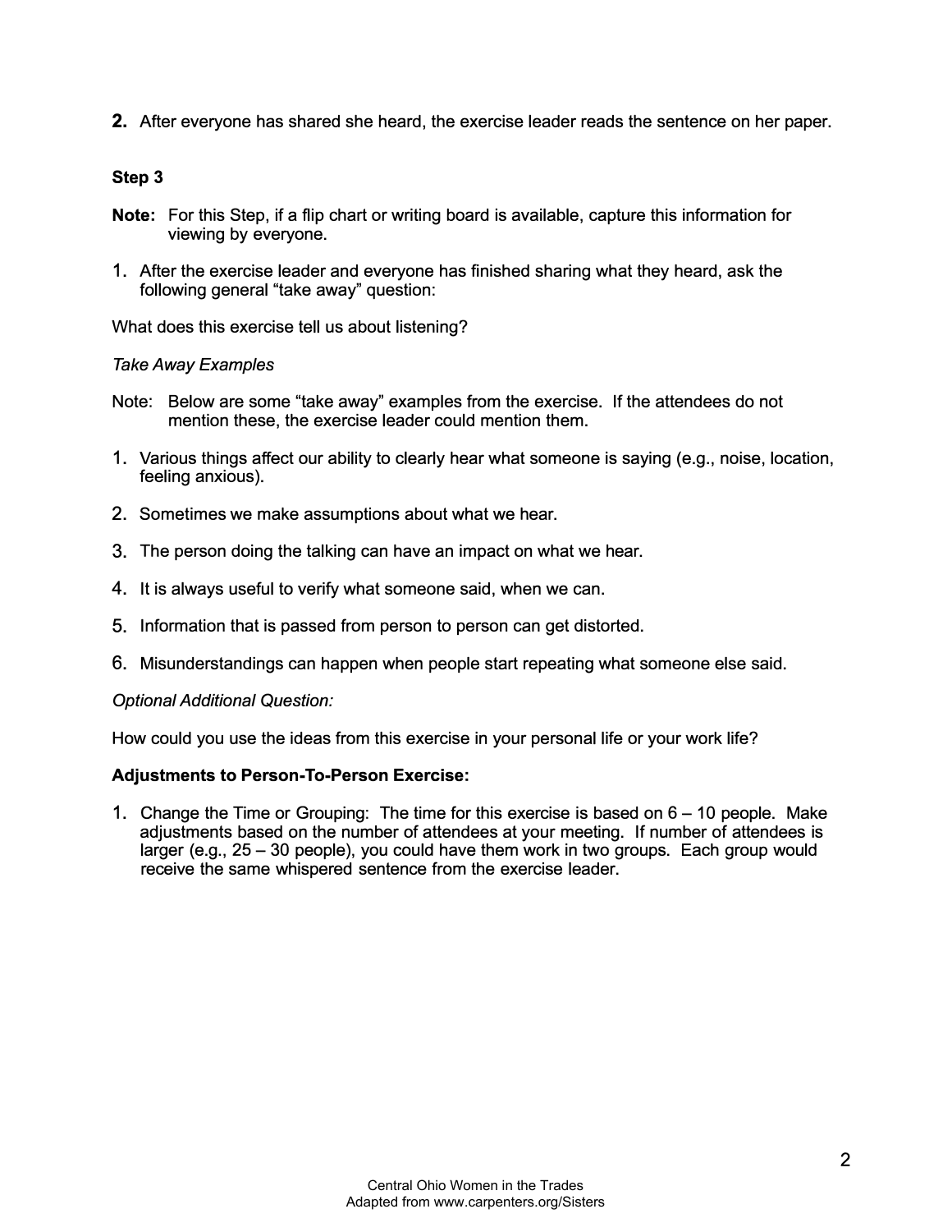2. After everyone has shared she heard, the exercise leader reads the sentence on her paper.

**Step 3**

**Note:** For this Step, if a flip chart or writing board is available, capture this information for viewing by everyone.

1. After the exercise leader and everyone has finished sharing what they heard, ask the following general "take away" question:

What does this exercise tell us about listening?

*Take Away Examples*

Note: Below are some "take away" examples from the exercise. If the attendees do not mention these, the exercise leader could mention them.

1. Various things affect our ability to clearly hear what someone is saying (e.g., noise, location, feeling anxious).
2. Sometimes we make assumptions about what we hear.
3. The person doing the talking can have an impact on what we hear.
4. It is always useful to verify what someone said, when we can.
5. Information that is passed from person to person can get distorted.
6. Misunderstandings can happen when people start repeating what someone else said.

*Optional Additional Question:*

How could you use the ideas from this exercise in your personal life or your work life?

**Adjustments to Person-To-Person Exercise:**

1. Change the Time or Grouping: The time for this exercise is based on 6 – 10 people. Make adjustments based on the number of attendees at your meeting. If number of attendees is larger (e.g., 25 – 30 people), you could have them work in two groups. Each group would receive the same whispered sentence from the exercise leader.

Central Ohio Women in the Trades
Adapted from www.carpenters.org/Sisters